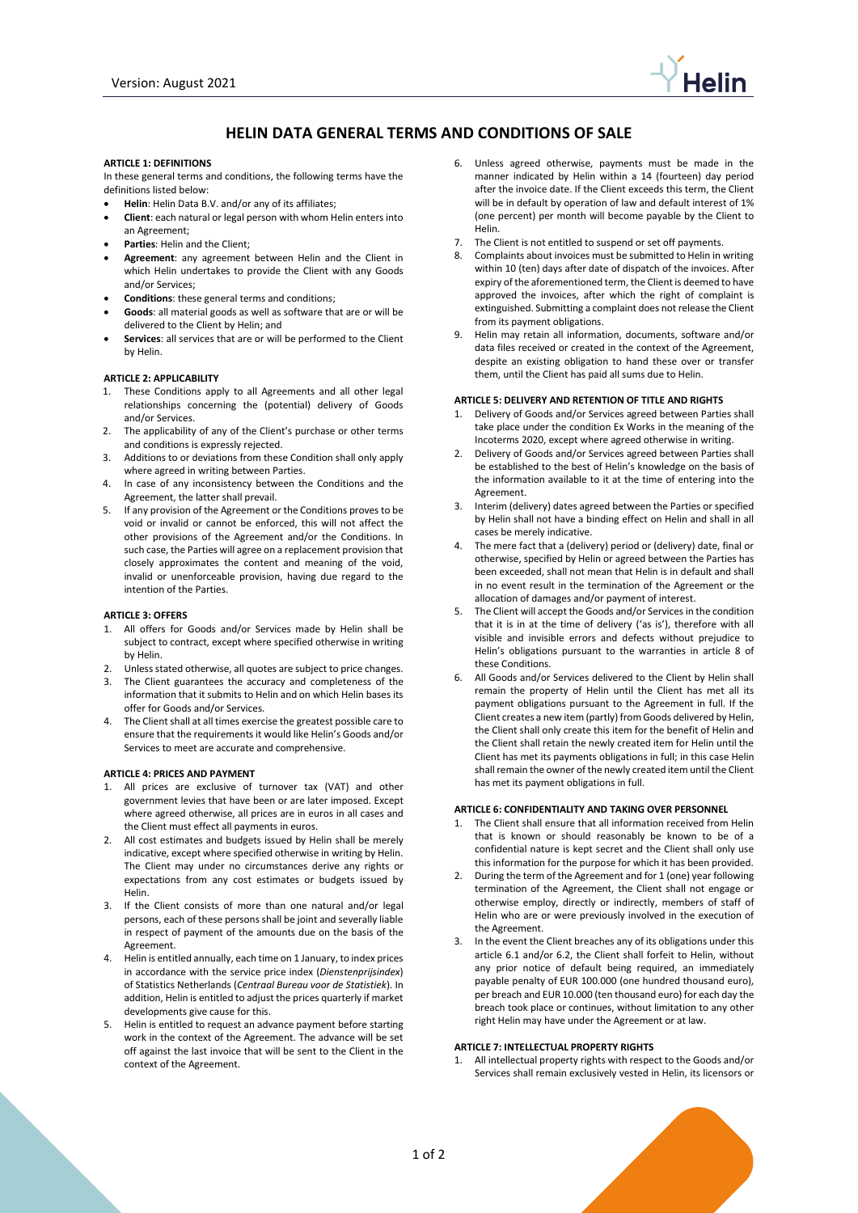# HELIN DATA GENERAL TERMS AND CONDITIONS OF SALE

**ARTICLE 1: DEFINITIONS**

In these general terms and conditions, the following terms have the definitions listed below:

- **Helin**: Helin Data B.V. and/or any of its affiliates;
- **Client**: each natural or legal person with whom Helin enters into an Agreement;
- **Parties**: Helin and the Client;
- **Agreement**: any agreement between Helin and the Client in which Helin undertakes to provide the Client with any Goods and/or Services;
- **Conditions**: these general terms and conditions;
- **Goods**: all material goods as well as software that are or will be delivered to the Client by Helin; and
- **Services**: all services that are or will be performed to the Client by Helin.

**ARTICLE 2: APPLICABILITY**

1. These Conditions apply to all Agreements and all other legal relationships concerning the (potential) delivery of Goods and/or Services.
2. The applicability of any of the Client's purchase or other terms and conditions is expressly rejected.
3. Additions to or deviations from these Condition shall only apply where agreed in writing between Parties.
4. In case of any inconsistency between the Conditions and the Agreement, the latter shall prevail.
5. If any provision of the Agreement or the Conditions proves to be void or invalid or cannot be enforced, this will not affect the other provisions of the Agreement and/or the Conditions. In such case, the Parties will agree on a replacement provision that closely approximates the content and meaning of the void, invalid or unenforceable provision, having due regard to the intention of the Parties.

**ARTICLE 3: OFFERS**

1. All offers for Goods and/or Services made by Helin shall be subject to contract, except where specified otherwise in writing by Helin.
2. Unless stated otherwise, all quotes are subject to price changes.
3. The Client guarantees the accuracy and completeness of the information that it submits to Helin and on which Helin bases its offer for Goods and/or Services.
4. The Client shall at all times exercise the greatest possible care to ensure that the requirements it would like Helin's Goods and/or Services to meet are accurate and comprehensive.

**ARTICLE 4: PRICES AND PAYMENT**

1. All prices are exclusive of turnover tax (VAT) and other government levies that have been or are later imposed. Except where agreed otherwise, all prices are in euros in all cases and the Client must effect all payments in euros.
2. All cost estimates and budgets issued by Helin shall be merely indicative, except where specified otherwise in writing by Helin. The Client may under no circumstances derive any rights or expectations from any cost estimates or budgets issued by Helin.
3. If the Client consists of more than one natural and/or legal persons, each of these persons shall be joint and severally liable in respect of payment of the amounts due on the basis of the Agreement.
4. Helin is entitled annually, each time on 1 January, to index prices in accordance with the service price index (*Dienstenprijsindex*) of Statistics Netherlands (*Centraal Bureau voor de Statistiek*). In addition, Helin is entitled to adjust the prices quarterly if market developments give cause for this.
5. Helin is entitled to request an advance payment before starting work in the context of the Agreement. The advance will be set off against the last invoice that will be sent to the Client in the context of the Agreement.
6. Unless agreed otherwise, payments must be made in the manner indicated by Helin within a 14 (fourteen) day period after the invoice date. If the Client exceeds this term, the Client will be in default by operation of law and default interest of 1% (one percent) per month will become payable by the Client to Helin.
7. The Client is not entitled to suspend or set off payments.
8. Complaints about invoices must be submitted to Helin in writing within 10 (ten) days after date of dispatch of the invoices. After expiry of the aforementioned term, the Client is deemed to have approved the invoices, after which the right of complaint is extinguished. Submitting a complaint does not release the Client from its payment obligations.
9. Helin may retain all information, documents, software and/or data files received or created in the context of the Agreement, despite an existing obligation to hand these over or transfer them, until the Client has paid all sums due to Helin.

**ARTICLE 5: DELIVERY AND RETENTION OF TITLE AND RIGHTS**

1. Delivery of Goods and/or Services agreed between Parties shall take place under the condition Ex Works in the meaning of the Incoterms 2020, except where agreed otherwise in writing.
2. Delivery of Goods and/or Services agreed between Parties shall be established to the best of Helin's knowledge on the basis of the information available to it at the time of entering into the Agreement.
3. Interim (delivery) dates agreed between the Parties or specified by Helin shall not have a binding effect on Helin and shall in all cases be merely indicative.
4. The mere fact that a (delivery) period or (delivery) date, final or otherwise, specified by Helin or agreed between the Parties has been exceeded, shall not mean that Helin is in default and shall in no event result in the termination of the Agreement or the allocation of damages and/or payment of interest.
5. The Client will accept the Goods and/or Services in the condition that it is in at the time of delivery ('as is'), therefore with all visible and invisible errors and defects without prejudice to Helin's obligations pursuant to the warranties in article 8 of these Conditions.
6. All Goods and/or Services delivered to the Client by Helin shall remain the property of Helin until the Client has met all its payment obligations pursuant to the Agreement in full. If the Client creates a new item (partly) from Goods delivered by Helin, the Client shall only create this item for the benefit of Helin and the Client shall retain the newly created item for Helin until the Client has met its payments obligations in full; in this case Helin shall remain the owner of the newly created item until the Client has met its payment obligations in full.

**ARTICLE 6: CONFIDENTIALITY AND TAKING OVER PERSONNEL**

1. The Client shall ensure that all information received from Helin that is known or should reasonably be known to be of a confidential nature is kept secret and the Client shall only use this information for the purpose for which it has been provided.
2. During the term of the Agreement and for 1 (one) year following termination of the Agreement, the Client shall not engage or otherwise employ, directly or indirectly, members of staff of Helin who are or were previously involved in the execution of the Agreement.
3. In the event the Client breaches any of its obligations under this article 6.1 and/or 6.2, the Client shall forfeit to Helin, without any prior notice of default being required, an immediately payable penalty of EUR 100.000 (one hundred thousand euro), per breach and EUR 10.000 (ten thousand euro) for each day the breach took place or continues, without limitation to any other right Helin may have under the Agreement or at law.

**ARTICLE 7: INTELLECTUAL PROPERTY RIGHTS**

1. All intellectual property rights with respect to the Goods and/or Services shall remain exclusively vested in Helin, its licensors or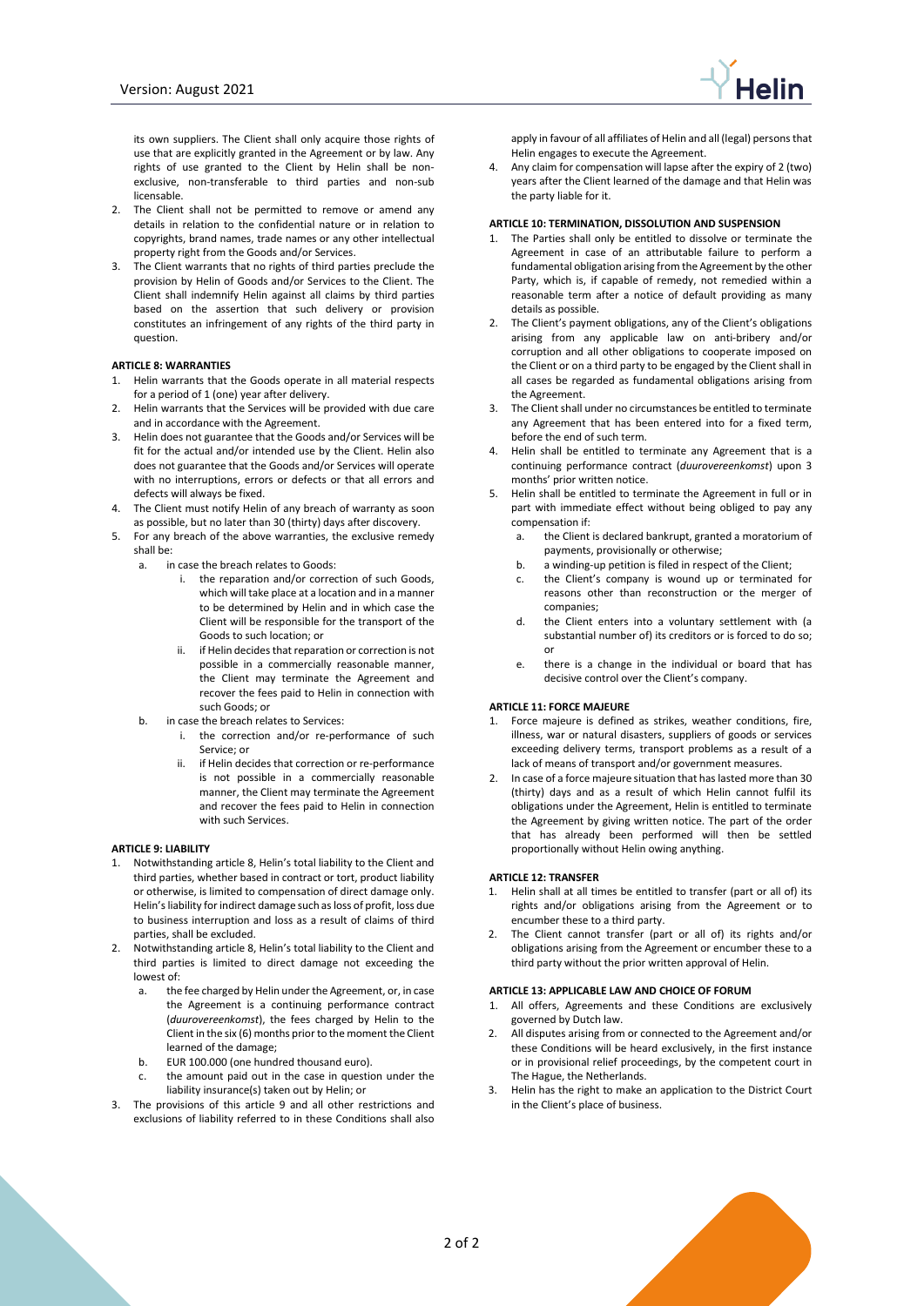its own suppliers. The Client shall only acquire those rights of use that are explicitly granted in the Agreement or by law. Any rights of use granted to the Client by Helin shall be non-exclusive, non-transferable to third parties and non-sub licensable.

2. The Client shall not be permitted to remove or amend any details in relation to the confidential nature or in relation to copyrights, brand names, trade names or any other intellectual property right from the Goods and/or Services.
3. The Client warrants that no rights of third parties preclude the provision by Helin of Goods and/or Services to the Client. The Client shall indemnify Helin against all claims by third parties based on the assertion that such delivery or provision constitutes an infringement of any rights of the third party in question.

**ARTICLE 8: WARRANTIES**

1. Helin warrants that the Goods operate in all material respects for a period of 1 (one) year after delivery.
2. Helin warrants that the Services will be provided with due care and in accordance with the Agreement.
3. Helin does not guarantee that the Goods and/or Services will be fit for the actual and/or intended use by the Client. Helin also does not guarantee that the Goods and/or Services will operate with no interruptions, errors or defects or that all errors and defects will always be fixed.
4. The Client must notify Helin of any breach of warranty as soon as possible, but no later than 30 (thirty) days after discovery.
5. For any breach of the above warranties, the exclusive remedy shall be:
   a. in case the breach relates to Goods:
      i. the reparation and/or correction of such Goods, which will take place at a location and in a manner to be determined by Helin and in which case the Client will be responsible for the transport of the Goods to such location; or
      ii. if Helin decides that reparation or correction is not possible in a commercially reasonable manner, the Client may terminate the Agreement and recover the fees paid to Helin in connection with such Goods; or
   b. in case the breach relates to Services:
      i. the correction and/or re-performance of such Service; or
      ii. if Helin decides that correction or re-performance is not possible in a commercially reasonable manner, the Client may terminate the Agreement and recover the fees paid to Helin in connection with such Services.

**ARTICLE 9: LIABILITY**

1. Notwithstanding article 8, Helin's total liability to the Client and third parties, whether based in contract or tort, product liability or otherwise, is limited to compensation of direct damage only. Helin's liability for indirect damage such as loss of profit, loss due to business interruption and loss as a result of claims of third parties, shall be excluded.
2. Notwithstanding article 8, Helin's total liability to the Client and third parties is limited to direct damage not exceeding the lowest of:
   a. the fee charged by Helin under the Agreement, or, in case the Agreement is a continuing performance contract (*duurovereenkomst*), the fees charged by Helin to the Client in the six (6) months prior to the moment the Client learned of the damage;
   b. EUR 100.000 (one hundred thousand euro).
   c. the amount paid out in the case in question under the liability insurance(s) taken out by Helin; or
3. The provisions of this article 9 and all other restrictions and exclusions of liability referred to in these Conditions shall also apply in favour of all affiliates of Helin and all (legal) persons that Helin engages to execute the Agreement.
4. Any claim for compensation will lapse after the expiry of 2 (two) years after the Client learned of the damage and that Helin was the party liable for it.

**ARTICLE 10: TERMINATION, DISSOLUTION AND SUSPENSION**

1. The Parties shall only be entitled to dissolve or terminate the Agreement in case of an attributable failure to perform a fundamental obligation arising from the Agreement by the other Party, which is, if capable of remedy, not remedied within a reasonable term after a notice of default providing as many details as possible.
2. The Client's payment obligations, any of the Client's obligations arising from any applicable law on anti-bribery and/or corruption and all other obligations to cooperate imposed on the Client or on a third party to be engaged by the Client shall in all cases be regarded as fundamental obligations arising from the Agreement.
3. The Client shall under no circumstances be entitled to terminate any Agreement that has been entered into for a fixed term, before the end of such term.
4. Helin shall be entitled to terminate any Agreement that is a continuing performance contract (*duurovereenkomst*) upon 3 months' prior written notice.
5. Helin shall be entitled to terminate the Agreement in full or in part with immediate effect without being obliged to pay any compensation if:
   a. the Client is declared bankrupt, granted a moratorium of payments, provisionally or otherwise;
   b. a winding-up petition is filed in respect of the Client;
   c. the Client's company is wound up or terminated for reasons other than reconstruction or the merger of companies;
   d. the Client enters into a voluntary settlement with (a substantial number of) its creditors or is forced to do so; or
   e. there is a change in the individual or board that has decisive control over the Client's company.

**ARTICLE 11: FORCE MAJEURE**

1. Force majeure is defined as strikes, weather conditions, fire, illness, war or natural disasters, suppliers of goods or services exceeding delivery terms, transport problems as a result of a lack of means of transport and/or government measures.
2. In case of a force majeure situation that has lasted more than 30 (thirty) days and as a result of which Helin cannot fulfil its obligations under the Agreement, Helin is entitled to terminate the Agreement by giving written notice. The part of the order that has already been performed will then be settled proportionally without Helin owing anything.

**ARTICLE 12: TRANSFER**

1. Helin shall at all times be entitled to transfer (part or all of) its rights and/or obligations arising from the Agreement or to encumber these to a third party.
2. The Client cannot transfer (part or all of) its rights and/or obligations arising from the Agreement or encumber these to a third party without the prior written approval of Helin.

**ARTICLE 13: APPLICABLE LAW AND CHOICE OF FORUM**

1. All offers, Agreements and these Conditions are exclusively governed by Dutch law.
2. All disputes arising from or connected to the Agreement and/or these Conditions will be heard exclusively, in the first instance or in provisional relief proceedings, by the competent court in The Hague, the Netherlands.
3. Helin has the right to make an application to the District Court in the Client's place of business.